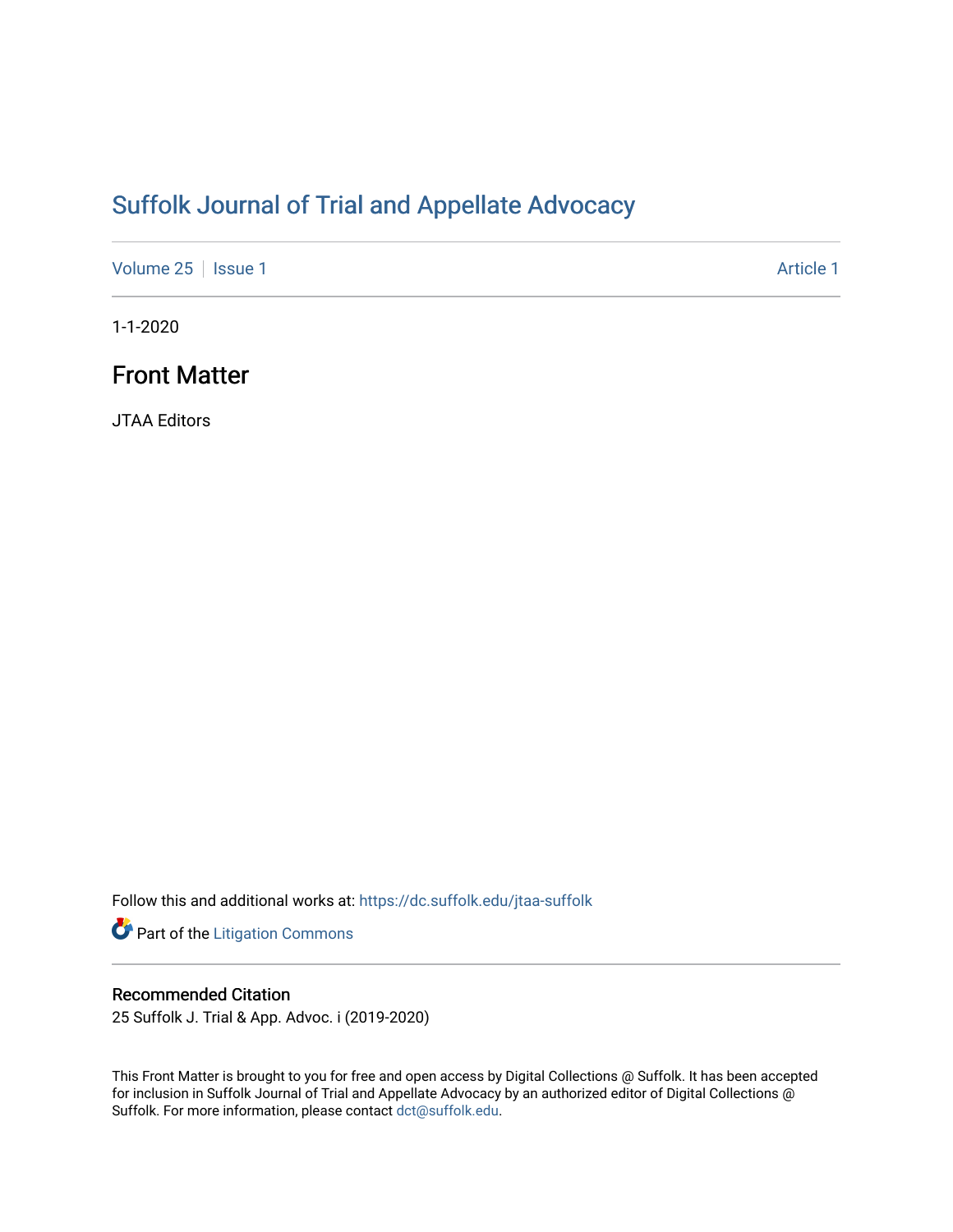# Suffolk Journal of Trial and Appellate Advocacy

Volume 25 | Issue 1 Article 1

1-1-2020

## Front Matter

JTAA Editors

Follow this and additional works at: https://dc.suffolk.edu/jtaa-suffolk

Part of the Litigation Commons

### Recommended Citation

25 Suffolk J. Trial & App. Advoc. i (2019-2020)

This Front Matter is brought to you for free and open access by Digital Collections @ Suffolk. It has been accepted for inclusion in Suffolk Journal of Trial and Appellate Advocacy by an authorized editor of Digital Collections @ Suffolk. For more information, please contact dct@suffolk.edu.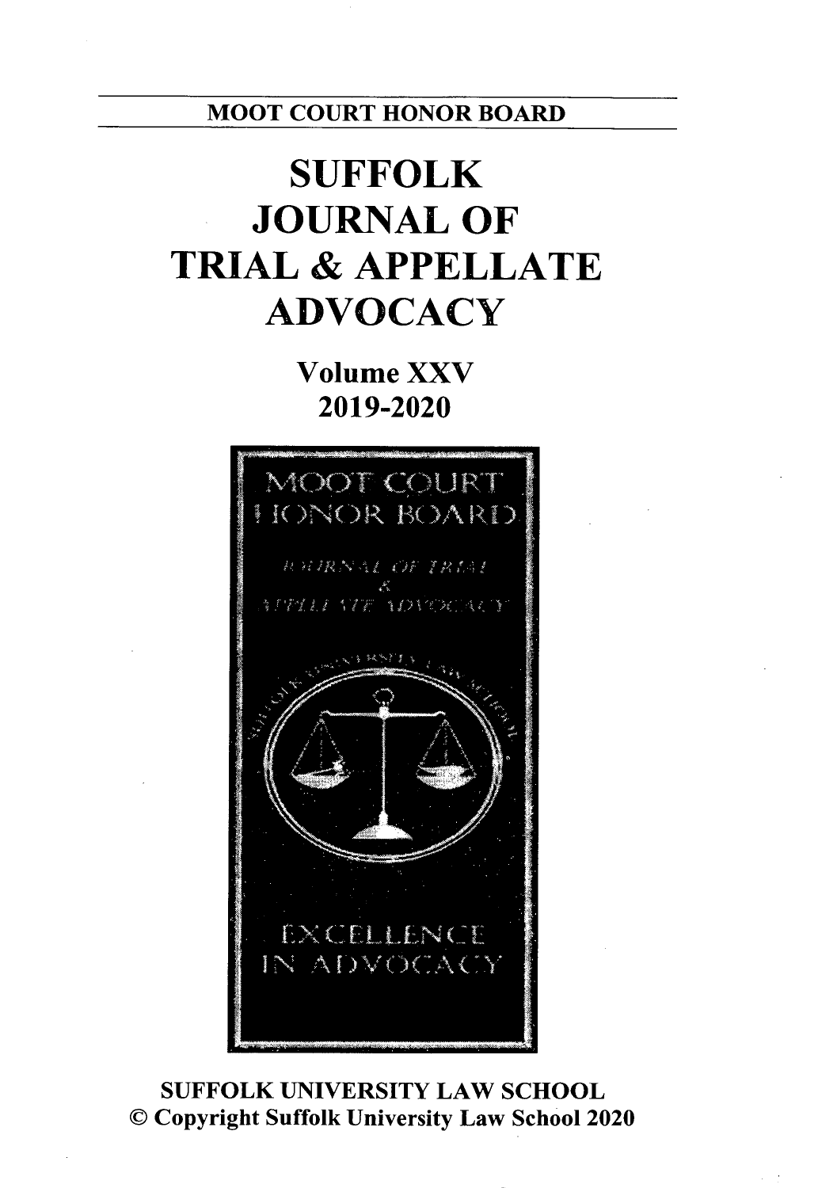MOOT COURT HONOR BOARD

# SUFFOLK JOURNAL OF TRIAL & APPELLATE ADVOCACY

## Volume XXV
## 2019-2020

SUFFOLK UNIVERSITY LAW SCHOOL
© Copyright Suffolk University Law School 2020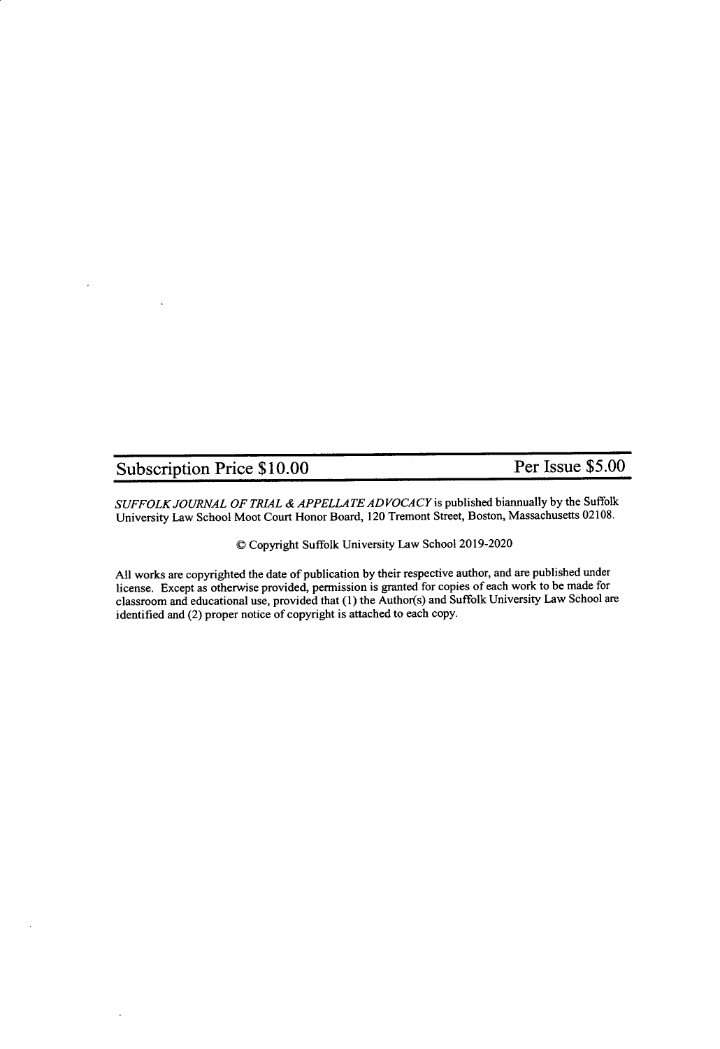| Subscription Price $10.00 | Per Issue $5.00 |
| --- | --- |

*SUFFOLK JOURNAL OF TRIAL & APPELLATE ADVOCACY* is published biannually by the Suffolk University Law School Moot Court Honor Board, 120 Tremont Street, Boston, Massachusetts 02108.

© Copyright Suffolk University Law School 2019-2020

All works are copyrighted the date of publication by their respective author, and are published under license. Except as otherwise provided, permission is granted for copies of each work to be made for classroom and educational use, provided that (1) the Author(s) and Suffolk University Law School are identified and (2) proper notice of copyright is attached to each copy.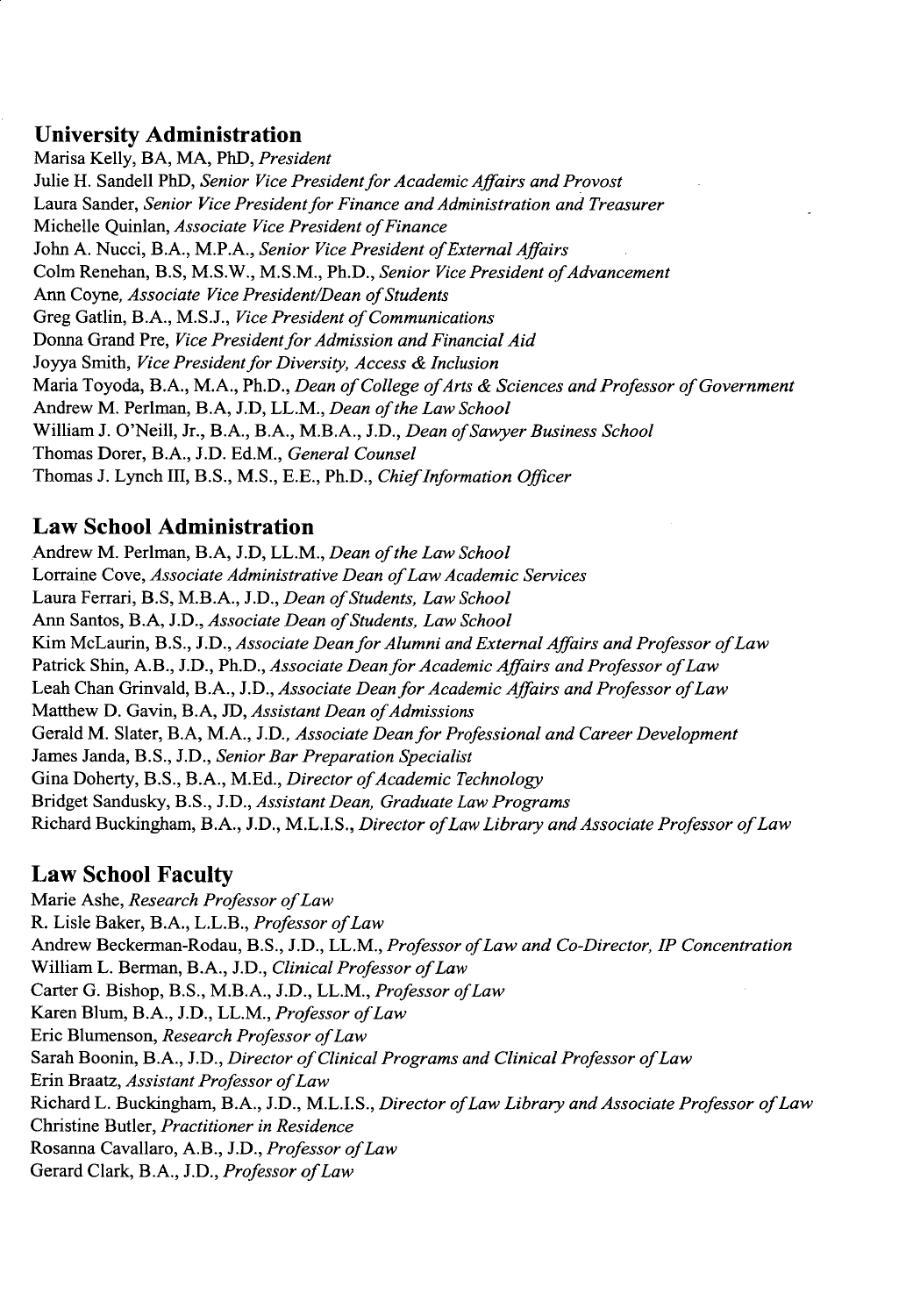## University Administration

Marisa Kelly, BA, MA, PhD, *President*  
Julie H. Sandell PhD, *Senior Vice President for Academic Affairs and Provost*  
Laura Sander, *Senior Vice President for Finance and Administration and Treasurer*  
Michelle Quinlan, *Associate Vice President of Finance*  
John A. Nucci, B.A., M.P.A., *Senior Vice President of External Affairs*  
Colm Renehan, B.S, M.S.W., M.S.M., Ph.D., *Senior Vice President of Advancement*  
Ann Coyne, *Associate Vice President/Dean of Students*  
Greg Gatlin, B.A., M.S.J., *Vice President of Communications*  
Donna Grand Pre, *Vice President for Admission and Financial Aid*  
Joyya Smith, *Vice President for Diversity, Access & Inclusion*  
Maria Toyoda, B.A., M.A., Ph.D., *Dean of College of Arts & Sciences and Professor of Government*  
Andrew M. Perlman, B.A, J.D, LL.M., *Dean of the Law School*  
William J. O'Neill, Jr., B.A., B.A., M.B.A., J.D., *Dean of Sawyer Business School*  
Thomas Dorer, B.A., J.D. Ed.M., *General Counsel*  
Thomas J. Lynch III, B.S., M.S., E.E., Ph.D., *Chief Information Officer*

## Law School Administration

Andrew M. Perlman, B.A, J.D, LL.M., *Dean of the Law School*  
Lorraine Cove, *Associate Administrative Dean of Law Academic Services*  
Laura Ferrari, B.S, M.B.A., J.D., *Dean of Students, Law School*  
Ann Santos, B.A, J.D., *Associate Dean of Students, Law School*  
Kim McLaurin, B.S., J.D., *Associate Dean for Alumni and External Affairs and Professor of Law*  
Patrick Shin, A.B., J.D., Ph.D., *Associate Dean for Academic Affairs and Professor of Law*  
Leah Chan Grinvald, B.A., J.D., *Associate Dean for Academic Affairs and Professor of Law*  
Matthew D. Gavin, B.A, JD, *Assistant Dean of Admissions*  
Gerald M. Slater, B.A, M.A., J.D., *Associate Dean for Professional and Career Development*  
James Janda, B.S., J.D., *Senior Bar Preparation Specialist*  
Gina Doherty, B.S., B.A., M.Ed., *Director of Academic Technology*  
Bridget Sandusky, B.S., J.D., *Assistant Dean, Graduate Law Programs*  
Richard Buckingham, B.A., J.D., M.L.I.S., *Director of Law Library and Associate Professor of Law*

## Law School Faculty

Marie Ashe, *Research Professor of Law*  
R. Lisle Baker, B.A., L.L.B., *Professor of Law*  
Andrew Beckerman-Rodau, B.S., J.D., LL.M., *Professor of Law and Co-Director, IP Concentration*  
William L. Berman, B.A., J.D., *Clinical Professor of Law*  
Carter G. Bishop, B.S., M.B.A., J.D., LL.M., *Professor of Law*  
Karen Blum, B.A., J.D., LL.M., *Professor of Law*  
Eric Blumenson, *Research Professor of Law*  
Sarah Boonin, B.A., J.D., *Director of Clinical Programs and Clinical Professor of Law*  
Erin Braatz, *Assistant Professor of Law*  
Richard L. Buckingham, B.A., J.D., M.L.I.S., *Director of Law Library and Associate Professor of Law*  
Christine Butler, *Practitioner in Residence*  
Rosanna Cavallaro, A.B., J.D., *Professor of Law*  
Gerard Clark, B.A., J.D., *Professor of Law*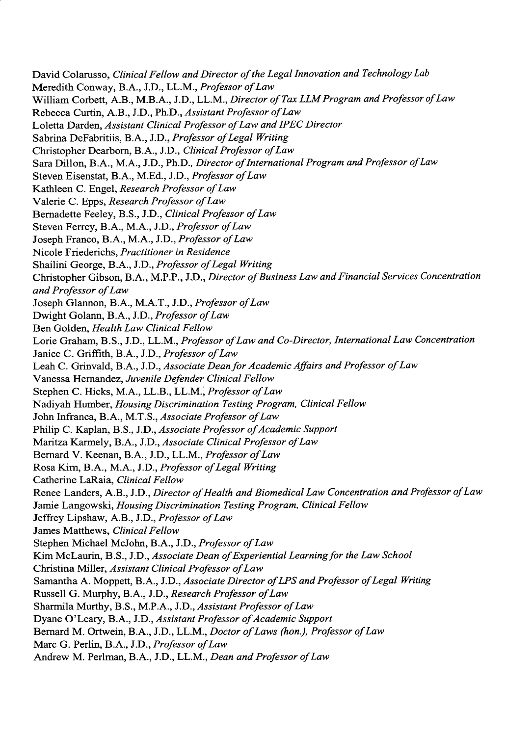David Colarusso, *Clinical Fellow and Director of the Legal Innovation and Technology Lab*
Meredith Conway, B.A., J.D., LL.M., *Professor of Law*
William Corbett, A.B., M.B.A., J.D., LL.M., *Director of Tax LLM Program and Professor of Law*
Rebecca Curtin, A.B., J.D., Ph.D., *Assistant Professor of Law*
Loletta Darden, *Assistant Clinical Professor of Law and IPEC Director*
Sabrina DeFabritiis, B.A., J.D., *Professor of Legal Writing*
Christopher Dearborn, B.A., J.D., *Clinical Professor of Law*
Sara Dillon, B.A., M.A., J.D., Ph.D., *Director of International Program and Professor of Law*
Steven Eisenstat, B.A., M.Ed., J.D., *Professor of Law*
Kathleen C. Engel, *Research Professor of Law*
Valerie C. Epps, *Research Professor of Law*
Bernadette Feeley, B.S., J.D., *Clinical Professor of Law*
Steven Ferrey, B.A., M.A., J.D., *Professor of Law*
Joseph Franco, B.A., M.A., J.D., *Professor of Law*
Nicole Friederichs, *Practitioner in Residence*
Shailini George, B.A., J.D., *Professor of Legal Writing*
Christopher Gibson, B.A., M.P.P., J.D., *Director of Business Law and Financial Services Concentration and Professor of Law*
Joseph Glannon, B.A., M.A.T., J.D., *Professor of Law*
Dwight Golann, B.A., J.D., *Professor of Law*
Ben Golden, *Health Law Clinical Fellow*
Lorie Graham, B.S., J.D., LL.M., *Professor of Law and Co-Director, International Law Concentration*
Janice C. Griffith, B.A., J.D., *Professor of Law*
Leah C. Grinvald, B.A., J.D., *Associate Dean for Academic Affairs and Professor of Law*
Vanessa Hernandez, *Juvenile Defender Clinical Fellow*
Stephen C. Hicks, M.A., LL.B., LL.M., *Professor of Law*
Nadiyah Humber, *Housing Discrimination Testing Program, Clinical Fellow*
John Infranca, B.A., M.T.S., *Associate Professor of Law*
Philip C. Kaplan, B.S., J.D., *Associate Professor of Academic Support*
Maritza Karmely, B.A., J.D., *Associate Clinical Professor of Law*
Bernard V. Keenan, B.A., J.D., LL.M., *Professor of Law*
Rosa Kim, B.A., M.A., J.D., *Professor of Legal Writing*
Catherine LaRaia, *Clinical Fellow*
Renee Landers, A.B., J.D., *Director of Health and Biomedical Law Concentration and Professor of Law*
Jamie Langowski, *Housing Discrimination Testing Program, Clinical Fellow*
Jeffrey Lipshaw, A.B., J.D., *Professor of Law*
James Matthews, *Clinical Fellow*
Stephen Michael McJohn, B.A., J.D., *Professor of Law*
Kim McLaurin, B.S., J.D., *Associate Dean of Experiential Learning for the Law School*
Christina Miller, *Assistant Clinical Professor of Law*
Samantha A. Moppett, B.A., J.D., *Associate Director of LPS and Professor of Legal Writing*
Russell G. Murphy, B.A., J.D., *Research Professor of Law*
Sharmila Murthy, B.S., M.P.A., J.D., *Assistant Professor of Law*
Dyane O'Leary, B.A., J.D., *Assistant Professor of Academic Support*
Bernard M. Ortwein, B.A., J.D., LL.M., *Doctor of Laws (hon.), Professor of Law*
Marc G. Perlin, B.A., J.D., *Professor of Law*
Andrew M. Perlman, B.A., J.D., LL.M., *Dean and Professor of Law*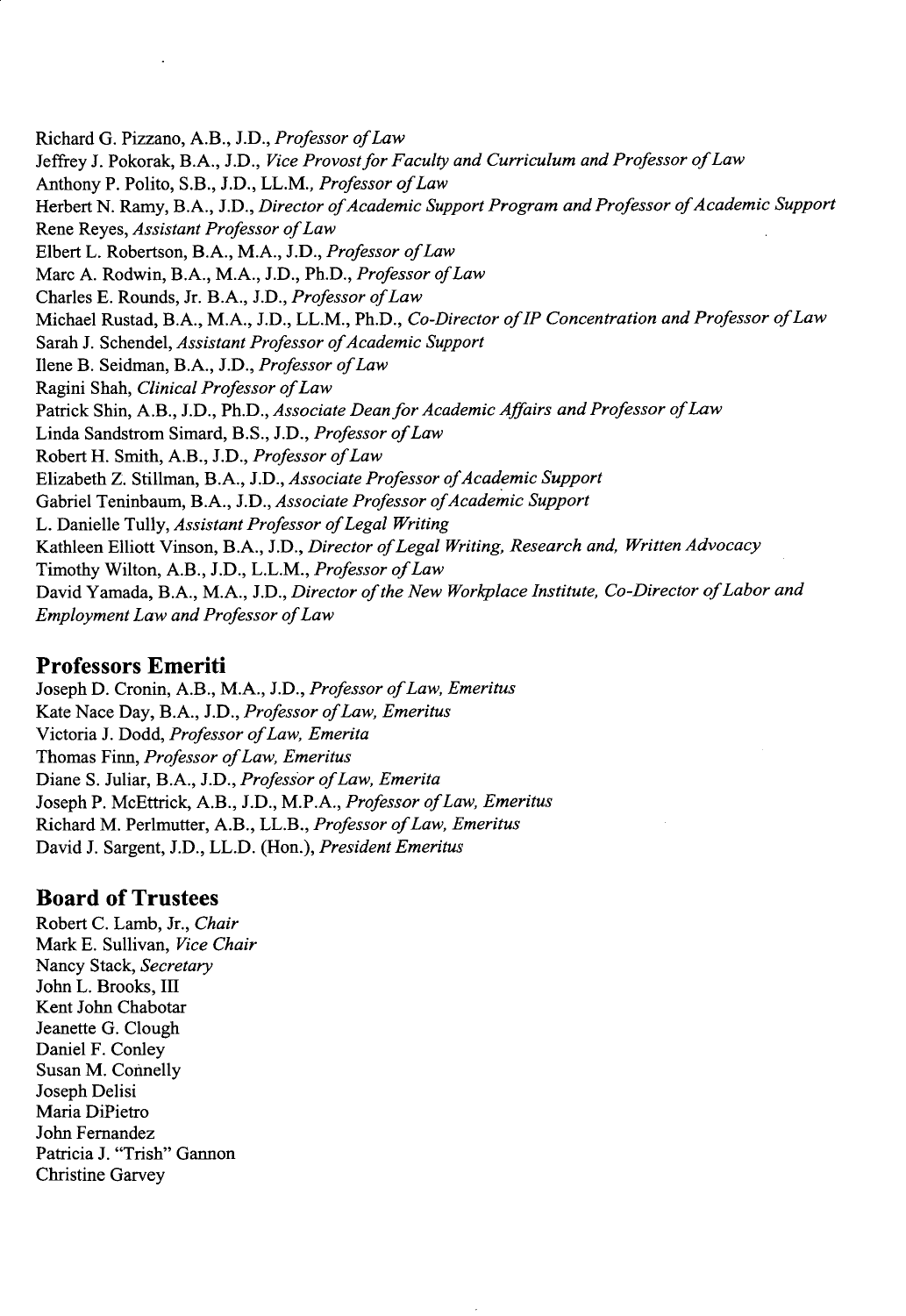Richard G. Pizzano, A.B., J.D., *Professor of Law*
Jeffrey J. Pokorak, B.A., J.D., *Vice Provost for Faculty and Curriculum and Professor of Law*
Anthony P. Polito, S.B., J.D., LL.M., *Professor of Law*
Herbert N. Ramy, B.A., J.D., *Director of Academic Support Program and Professor of Academic Support*
Rene Reyes, *Assistant Professor of Law*
Elbert L. Robertson, B.A., M.A., J.D., *Professor of Law*
Marc A. Rodwin, B.A., M.A., J.D., Ph.D., *Professor of Law*
Charles E. Rounds, Jr. B.A., J.D., *Professor of Law*
Michael Rustad, B.A., M.A., J.D., LL.M., Ph.D., *Co-Director of IP Concentration and Professor of Law*
Sarah J. Schendel, *Assistant Professor of Academic Support*
Ilene B. Seidman, B.A., J.D., *Professor of Law*
Ragini Shah, *Clinical Professor of Law*
Patrick Shin, A.B., J.D., Ph.D., *Associate Dean for Academic Affairs and Professor of Law*
Linda Sandstrom Simard, B.S., J.D., *Professor of Law*
Robert H. Smith, A.B., J.D., *Professor of Law*
Elizabeth Z. Stillman, B.A., J.D., *Associate Professor of Academic Support*
Gabriel Teninbaum, B.A., J.D., *Associate Professor of Academic Support*
L. Danielle Tully, *Assistant Professor of Legal Writing*
Kathleen Elliott Vinson, B.A., J.D., *Director of Legal Writing, Research and, Written Advocacy*
Timothy Wilton, A.B., J.D., L.L.M., *Professor of Law*
David Yamada, B.A., M.A., J.D., *Director of the New Workplace Institute, Co-Director of Labor and Employment Law and Professor of Law*

## Professors Emeriti

Joseph D. Cronin, A.B., M.A., J.D., *Professor of Law, Emeritus*
Kate Nace Day, B.A., J.D., *Professor of Law, Emeritus*
Victoria J. Dodd, *Professor of Law, Emerita*
Thomas Finn, *Professor of Law, Emeritus*
Diane S. Juliar, B.A., J.D., *Professor of Law, Emerita*
Joseph P. McEttrick, A.B., J.D., M.P.A., *Professor of Law, Emeritus*
Richard M. Perlmutter, A.B., LL.B., *Professor of Law, Emeritus*
David J. Sargent, J.D., LL.D. (Hon.), *President Emeritus*

## Board of Trustees

Robert C. Lamb, Jr., *Chair*
Mark E. Sullivan, *Vice Chair*
Nancy Stack, *Secretary*
John L. Brooks, III
Kent John Chabotar
Jeanette G. Clough
Daniel F. Conley
Susan M. Connelly
Joseph Delisi
Maria DiPietro
John Fernandez
Patricia J. "Trish" Gannon
Christine Garvey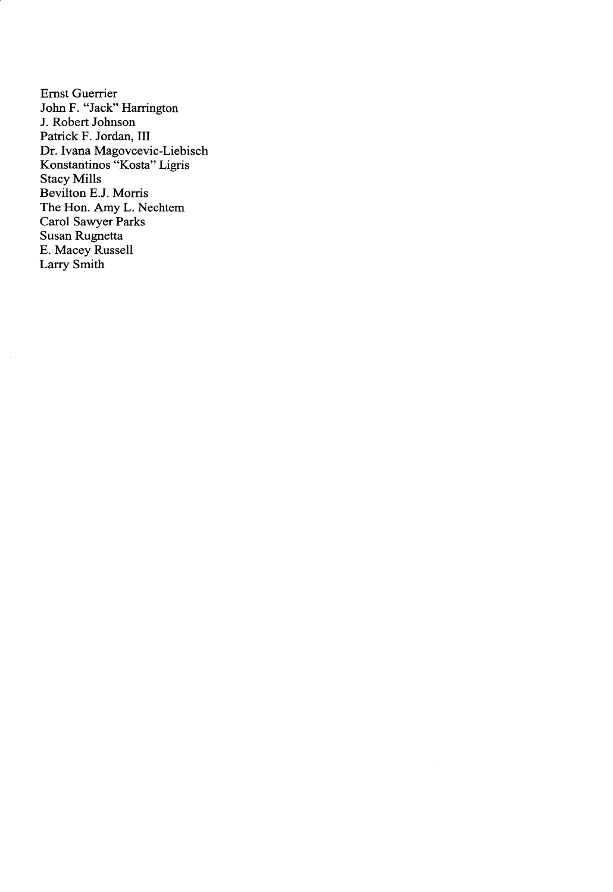Ernst Guerrier
John F. "Jack" Harrington
J. Robert Johnson
Patrick F. Jordan, III
Dr. Ivana Magovcevic-Liebisch
Konstantinos "Kosta" Ligris
Stacy Mills
Bevilton E.J. Morris
The Hon. Amy L. Nechtem
Carol Sawyer Parks
Susan Rugnetta
E. Macey Russell
Larry Smith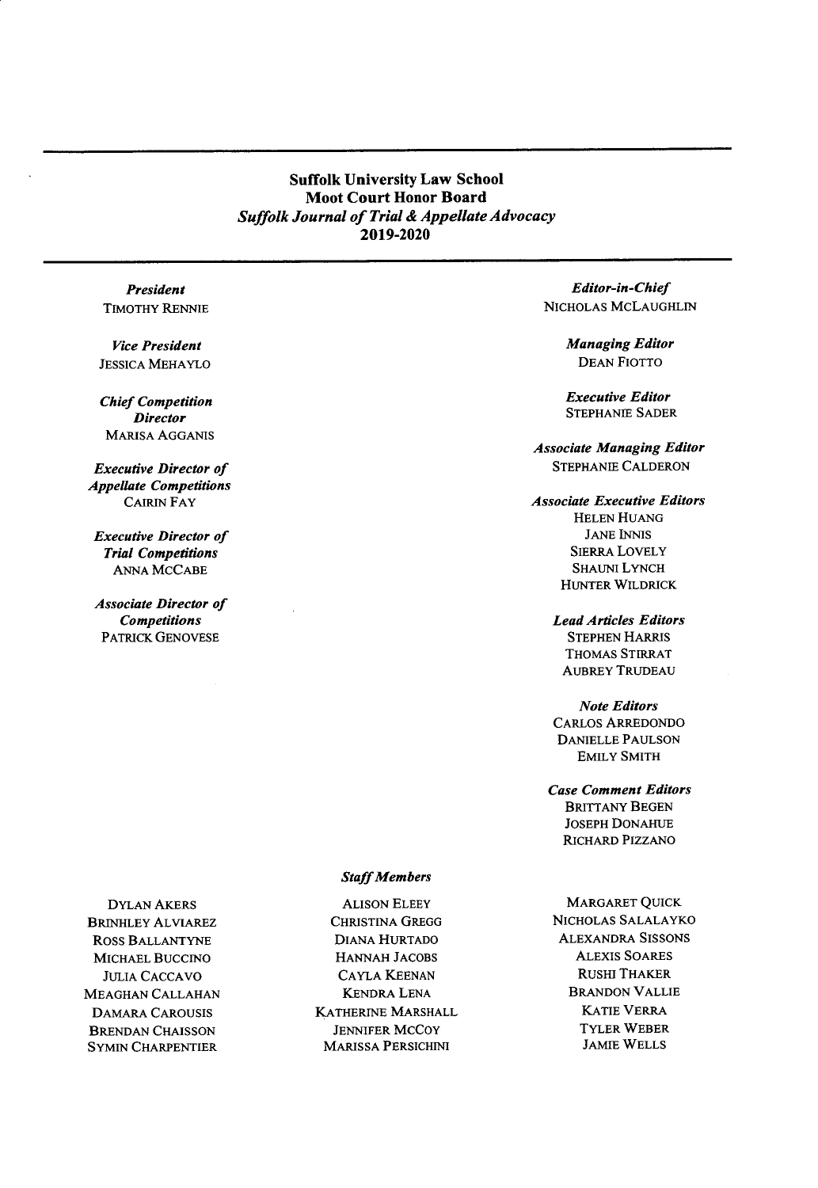## Suffolk University Law School
## Moot Court Honor Board
## *Suffolk Journal of Trial & Appellate Advocacy*
## 2019-2020

***President***
TIMOTHY RENNIE

***Vice President***
JESSICA MEHAYLO

***Chief Competition Director***
MARISA AGGANIS

***Executive Director of Appellate Competitions***
CAIRIN FAY

***Executive Director of Trial Competitions***
ANNA MCCABE

***Associate Director of Competitions***
PATRICK GENOVESE

***Editor-in-Chief***
NICHOLAS MCLAUGHLIN

***Managing Editor***
DEAN FIOTTO

***Executive Editor***
STEPHANIE SADER

***Associate Managing Editor***
STEPHANIE CALDERON

***Associate Executive Editors***
HELEN HUANG
JANE INNIS
SIERRA LOVELY
SHAUNI LYNCH
HUNTER WILDRICK

***Lead Articles Editors***
STEPHEN HARRIS
THOMAS STIRRAT
AUBREY TRUDEAU

***Note Editors***
CARLOS ARREDONDO
DANIELLE PAULSON
EMILY SMITH

***Case Comment Editors***
BRITTANY BEGEN
JOSEPH DONAHUE
RICHARD PIZZANO

***Staff Members***

DYLAN AKERS
BRINHLEY ALVIAREZ
ROSS BALLANTYNE
MICHAEL BUCCINO
JULIA CACCAVO
MEAGHAN CALLAHAN
DAMARA CAROUSIS
BRENDAN CHAISSON
SYMIN CHARPENTIER
ALISON ELEEY
CHRISTINA GREGG
DIANA HURTADO
HANNAH JACOBS
CAYLA KEENAN
KENDRA LENA
KATHERINE MARSHALL
JENNIFER MCCOY
MARISSA PERSICHINI
MARGARET QUICK
NICHOLAS SALALAYKO
ALEXANDRA SISSONS
ALEXIS SOARES
RUSHI THAKER
BRANDON VALLIE
KATIE VERRA
TYLER WEBER
JAMIE WELLS